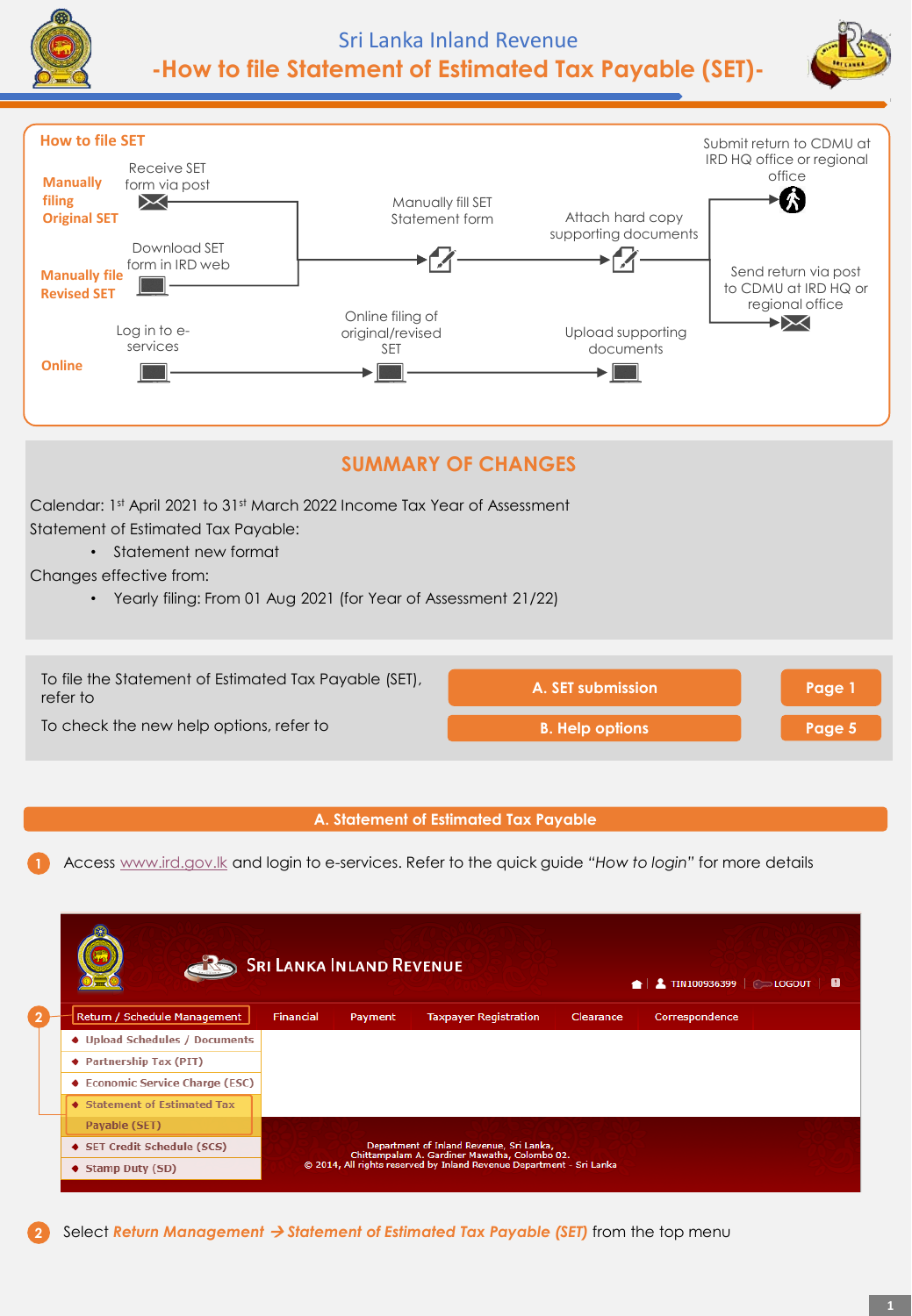# Sri Lanka Inland Revenue

## -How to file Statement of Estimated Tax Payable (SET)-

### How to file SET

**Manually filing Original SET**: Receive SET form via post → Manually fill SET Statement form → Attach hard copy supporting documents → Submit return to CDMU at IRD HQ office or regional office / Send return via post to CDMU at IRD HQ or regional office

**Manually file Revised SET**: Download SET form in IRD web → Manually fill SET Statement form → Attach hard copy supporting documents → Submit return to CDMU at IRD HQ office or regional office / Send return via post to CDMU at IRD HQ or regional office

**Online**: Log in to e-services → Online filing of original/revised SET → Upload supporting documents

## SUMMARY OF CHANGES

Calendar: 1st April 2021 to 31st March 2022 Income Tax Year of Assessment

Statement of Estimated Tax Payable:

- Statement new format

Changes effective from:

- Yearly filing: From 01 Aug 2021 (for Year of Assessment 21/22)

| | | |
|---|---|---|
| To file the Statement of Estimated Tax Payable (SET), refer to | A. SET submission | Page 1 |
| To check the new help options, refer to | B. Help options | Page 5 |

## A. Statement of Estimated Tax Payable

1. Access www.ird.gov.lk and login to e-services. Refer to the quick guide *"How to login"* for more details

SRI LANKA INLAND REVENUE | TIN100936399 | LOGOUT

Return / Schedule Management | Financial | Payment | Taxpayer Registration | Clearance | Correspondence

- Upload Schedules / Documents
- Partnership Tax (PIT)
- Economic Service Charge (ESC)
- Statement of Estimated Tax Payable (SET)
- SET Credit Schedule (SCS)
- Stamp Duty (SD)

Department of Inland Revenue, Sri Lanka, Chittampalam A. Gardiner Mawatha, Colombo 02.
© 2014, All rights reserved by Inland Revenue Department - Sri Lanka

2. Select ***Return Management → Statement of Estimated Tax Payable (SET)*** from the top menu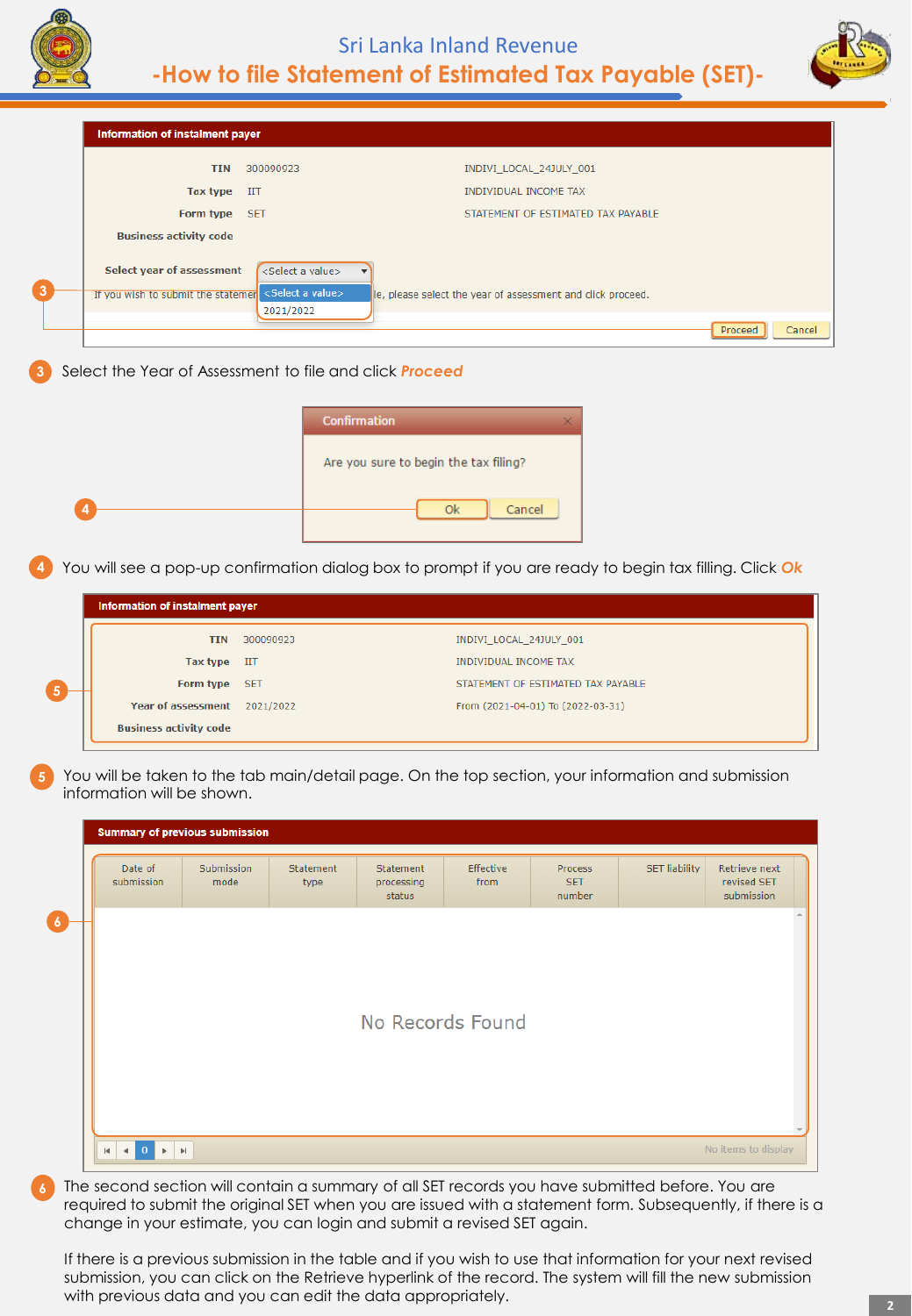# Sri Lanka Inland Revenue

## -How to file Statement of Estimated Tax Payable (SET)-

**Information of instalment payer**

| | | |
|---|---|---|
| TIN | 300090923 | INDIVI_LOCAL_24JULY_001 |
| Tax type | IIT | INDIVIDUAL INCOME TAX |
| Form type | SET | STATEMENT OF ESTIMATED TAX PAYABLE |
| Business activity code | | |

Select year of assessment: <Select a value> (options: <Select a value>, 2021/2022)

If you wish to submit the statement ...le, please select the year of assessment and click proceed.

Proceed | Cancel

3. Select the Year of Assessment to file and click ***Proceed***

**Confirmation**

Are you sure to begin the tax filing?

Ok | Cancel

4. You will see a pop-up confirmation dialog box to prompt if you are ready to begin tax filing. Click ***Ok***

**Information of instalment payer**

| | | |
|---|---|---|
| TIN | 300090923 | INDIVI_LOCAL_24JULY_001 |
| Tax type | IIT | INDIVIDUAL INCOME TAX |
| Form type | SET | STATEMENT OF ESTIMATED TAX PAYABLE |
| Year of assessment | 2021/2022 | From (2021-04-01) To (2022-03-31) |
| Business activity code | | |

5. You will be taken to the tab main/detail page. On the top section, your information and submission information will be shown.

**Summary of previous submission**

| Date of submission | Submission mode | Statement type | Statement processing status | Effective from | Process SET number | SET liability | Retrieve next revised SET submission |
|---|---|---|---|---|---|---|---|
| No Records Found | | | | | | | |

No items to display

6. The second section will contain a summary of all SET records you have submitted before. You are required to submit the original SET when you are issued with a statement form. Subsequently, if there is a change in your estimate, you can login and submit a revised SET again.

   If there is a previous submission in the table and if you wish to use that information for your next revised submission, you can click on the Retrieve hyperlink of the record. The system will fill the new submission with previous data and you can edit the data appropriately.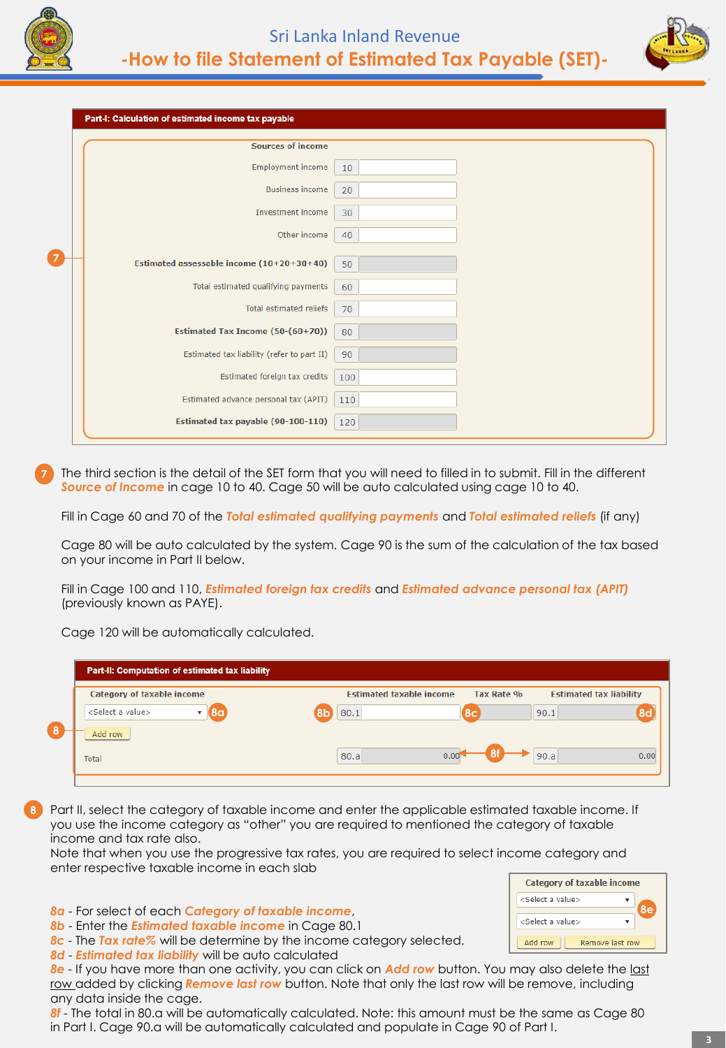**Part-I: Calculation of estimated income tax payable**

| Sources of income | Cage | |
|---|---|---|
| Employment income | 10 | |
| Business income | 20 | |
| Investment income | 30 | |
| Other income | 40 | |
| **Estimated assessable income (10+20+30+40)** | 50 | |
| Total estimated qualifying payments | 60 | |
| Total estimated reliefs | 70 | |
| **Estimated Tax Income (50-(60+70))** | 80 | |
| Estimated tax liability (refer to part II) | 90 | |
| Estimated foreign tax credits | 100 | |
| Estimated advance personal tax (APIT) | 110 | |
| **Estimated tax payable (90-100-110)** | 120 | |

7 The third section is the detail of the SET form that you will need to filled in to submit. Fill in the different *Source of Income* in cage 10 to 40. Cage 50 will be auto calculated using cage 10 to 40.

Fill in Cage 60 and 70 of the *Total estimated qualifying payments* and *Total estimated reliefs* (if any)

Cage 80 will be auto calculated by the system. Cage 90 is the sum of the calculation of the tax based on your income in Part II below.

Fill in Cage 100 and 110, *Estimated foreign tax credits* and *Estimated advance personal tax (APIT)* (previously known as PAYE).

Cage 120 will be automatically calculated.

**Part-II: Computation of estimated tax liability**

| Category of taxable income | Estimated taxable income | Tax Rate % | Estimated tax liability |
|---|---|---|---|
| <Select a value> (8a) | (8b) 80.1 | (8c) | 90.1 (8d) |
| Add row | | | |
| Total | 80.a 0.00 | (8f) | 90.a 0.00 |

8 Part II, select the category of taxable income and enter the applicable estimated taxable income. If you use the income category as "other" you are required to mentioned the category of taxable income and tax rate also.
Note that when you use the progressive tax rates, you are required to select income category and enter respective taxable income in each slab

| Category of taxable income |
|---|
| <Select a value> |
| <Select a value> (8e) |
| Add row / Remove last row |

*8a* - For select of each *Category of taxable income*,
*8b* - Enter the *Estimated taxable income* in Cage 80.1
*8c* - The *Tax rate%* will be determine by the income category selected.
*8d* - *Estimated tax liability* will be auto calculated
*8e* - If you have more than one activity, you can click on *Add row* button. You may also delete the last row added by clicking *Remove last row* button. Note that only the last row will be remove, including any data inside the cage.
*8f* - The total in 80.a will be automatically calculated. Note: this amount must be the same as Cage 80 in Part I. Cage 90.a will be automatically calculated and populate in Cage 90 of Part I.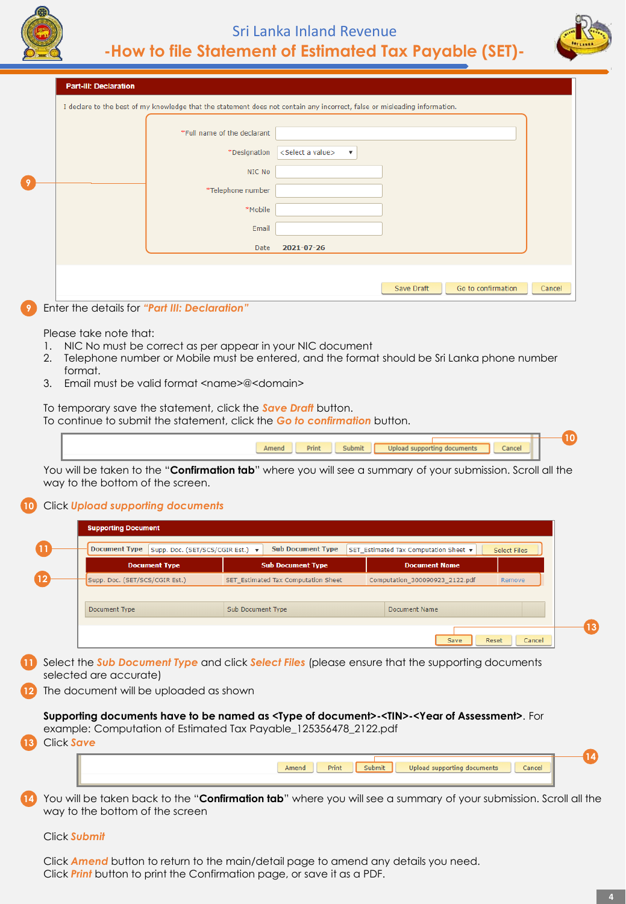**Part-III: Declaration**

I declare to the best of my knowledge that the statement does not contain any incorrect, false or misleading information.

*Full name of the declarant

*Designation <Select a value>

NIC No

*Telephone number

*Mobile

Email

Date 2021-07-26

Save Draft | Go to confirmation | Cancel

9 Enter the details for ***"Part III: Declaration"***

Please take note that:

1. NIC No must be correct as per appear in your NIC document
2. Telephone number or Mobile must be entered, and the format should be Sri Lanka phone number format.
3. Email must be valid format <name>@<domain>

To temporary save the statement, click the ***Save Draft*** button.
To continue to submit the statement, click the ***Go to confirmation*** button.

Amend | Print | Submit | Upload supporting documents | Cancel

You will be taken to the "**Confirmation tab**" where you will see a summary of your submission. Scroll all the way to the bottom of the screen.

10 Click ***Upload supporting documents***

**Supporting Document**

Document Type: Supp. Doc. (SET/SCS/CGIR Est.) | Sub Document Type: SET_Estimated Tax Computation Sheet | Select Files

| Document Type | Sub Document Type | Document Name | |
|---|---|---|---|
| Supp. Doc. (SET/SCS/CGIR Est.) | SET_Estimated Tax Computation Sheet | Computation_300090923_2122.pdf | Remove |

| Document Type | Sub Document Type | Document Name | |
|---|---|---|---|

Save | Reset | Cancel

11 Select the ***Sub Document Type*** and click ***Select Files*** (please ensure that the supporting documents selected are accurate)

12 The document will be uploaded as shown

**Supporting documents have to be named as <Type of document>-<TIN>-<Year of Assessment>**. For example: Computation of Estimated Tax Payable_125356478_2122.pdf

13 Click ***Save***

Amend | Print | Submit | Upload supporting documents | Cancel

14 You will be taken back to the "**Confirmation tab**" where you will see a summary of your submission. Scroll all the way to the bottom of the screen

Click ***Submit***

Click ***Amend*** button to return to the main/detail page to amend any details you need.
Click ***Print*** button to print the Confirmation page, or save it as a PDF.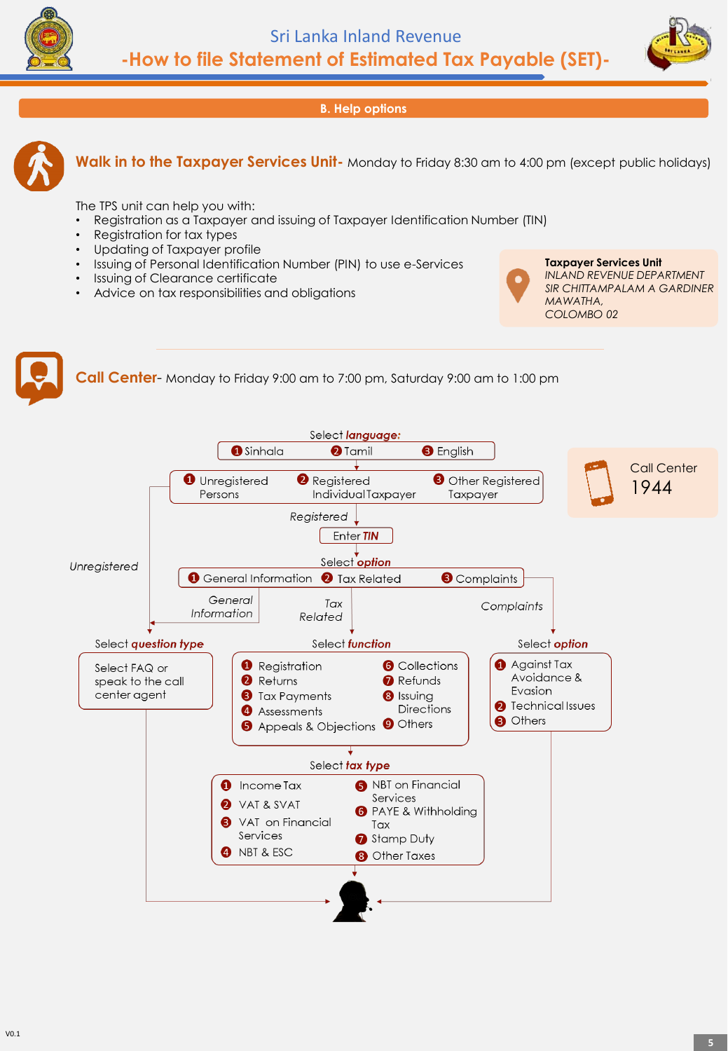# Sri Lanka Inland Revenue

## -How to file Statement of Estimated Tax Payable (SET)-

## B. Help options

### Walk in to the Taxpayer Services Unit- Monday to Friday 8:30 am to 4:00 pm (except public holidays)

The TPS unit can help you with:

- Registration as a Taxpayer and issuing of Taxpayer Identification Number (TIN)
- Registration for tax types
- Updating of Taxpayer profile
- Issuing of Personal Identification Number (PIN) to use e-Services
- Issuing of Clearance certificate
- Advice on tax responsibilities and obligations

**Taxpayer Services Unit**
*INLAND REVENUE DEPARTMENT*
*SIR CHITTAMPALAM A GARDINER MAWATHA,*
*COLOMBO 02*

### Call Center- Monday to Friday 9:00 am to 7:00 pm, Saturday 9:00 am to 1:00 pm

Call Center
1944

Select ***language:***
1. Sinhala
2. Tamil
3. English

1. Unregistered Persons
2. Registered Individual Taxpayer
3. Other Registered Taxpayer

*Registered* → Enter ***TIN***

Select ***option***
1. General Information
2. Tax Related
3. Complaints

*Unregistered* / *General Information* → Select ***question type***
- Select FAQ or speak to the call center agent

*Tax Related* → Select ***function***
1. Registration
2. Returns
3. Tax Payments
4. Assessments
5. Appeals & Objections
6. Collections
7. Refunds
8. Issuing Directions
9. Others

Select ***tax type***
1. Income Tax
2. VAT & SVAT
3. VAT on Financial Services
4. NBT & ESC
5. NBT on Financial Services
6. PAYE & Withholding Tax
7. Stamp Duty
8. Other Taxes

*Complaints* → Select ***option***
1. Against Tax Avoidance & Evasion
2. Technical Issues
3. Others

V0.1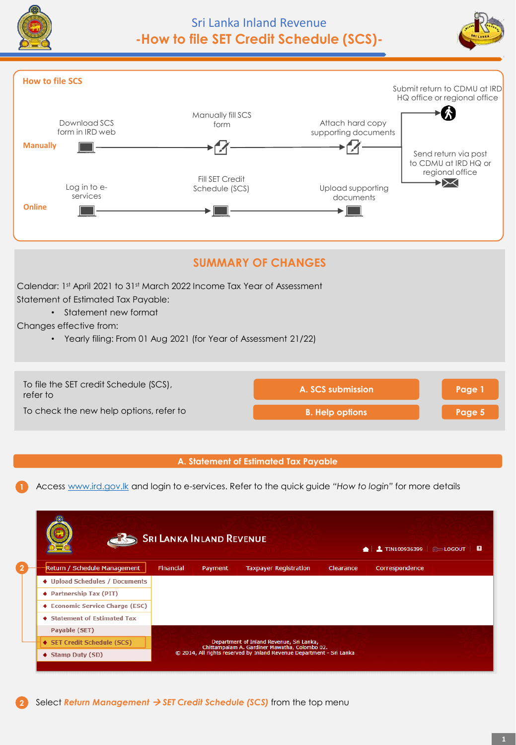# Sri Lanka Inland Revenue

## -How to file SET Credit Schedule (SCS)-

### How to file SCS

**Manually**

Download SCS form in IRD web → Manually fill SCS form → Attach hard copy supporting documents → Submit return to CDMU at IRD HQ office or regional office / Send return via post to CDMU at IRD HQ or regional office

**Online**

Log in to e-services → Fill SET Credit Schedule (SCS) → Upload supporting documents

## SUMMARY OF CHANGES

Calendar: 1st April 2021 to 31st March 2022 Income Tax Year of Assessment

Statement of Estimated Tax Payable:

- Statement new format

Changes effective from:

- Yearly filing: From 01 Aug 2021 (for Year of Assessment 21/22)

| | | |
|---|---|---|
| To file the SET credit Schedule (SCS), refer to | A. SCS submission | Page 1 |
| To check the new help options, refer to | B. Help options | Page 5 |

## A. Statement of Estimated Tax Payable

1. Access www.ird.gov.lk and login to e-services. Refer to the quick guide *"How to login"* for more details

Sri Lanka Inland Revenue

TIN100936399 | LOGOUT

Return / Schedule Management | Financial | Payment | Taxpayer Registration | Clearance | Correspondence

- Upload Schedules / Documents
- Partnership Tax (PIT)
- Economic Service Charge (ESC)
- Statement of Estimated Tax Payable (SET)
- SET Credit Schedule (SCS)
- Stamp Duty (SD)

Department of Inland Revenue, Sri Lanka,
Chittampalam A. Gardiner Mawatha, Colombo 02.
© 2014, All rights reserved by Inland Revenue Department - Sri Lanka

2. Select ***Return Management → SET Credit Schedule (SCS)*** from the top menu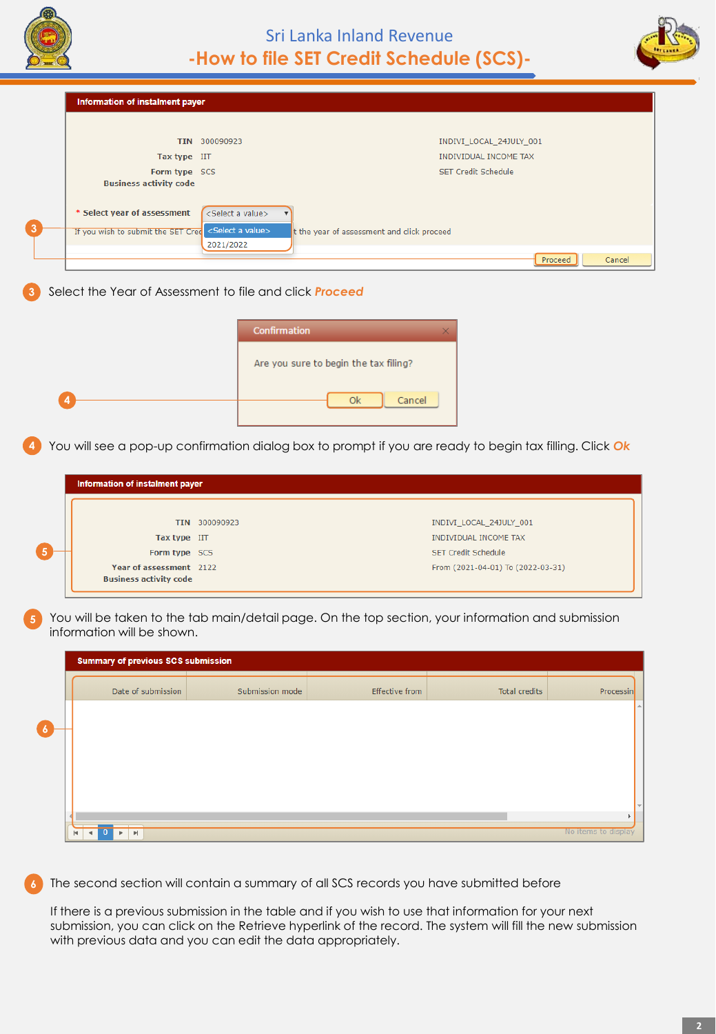Sri Lanka Inland Revenue
# -How to file SET Credit Schedule (SCS)-

**Information of instalment payer**

| | | |
|---|---|---|
| TIN | 300090923 | INDIVI_LOCAL_24JULY_001 |
| Tax type | IIT | INDIVIDUAL INCOME TAX |
| Form type | SCS | SET Credit Schedule |
| Business activity code | | |

\* Select year of assessment &lt;Select a value&gt; (&lt;Select a value&gt;, 2021/2022)

If you wish to submit the SET Cred... t the year of assessment and click proceed

Proceed | Cancel

3 Select the Year of Assessment to file and click ***Proceed***

**Confirmation**

Are you sure to begin the tax filing?

Ok | Cancel

4 You will see a pop-up confirmation dialog box to prompt if you are ready to begin tax filing. Click ***Ok***

**Information of instalment payer**

| | | |
|---|---|---|
| TIN | 300090923 | INDIVI_LOCAL_24JULY_001 |
| Tax type | IIT | INDIVIDUAL INCOME TAX |
| Form type | SCS | SET Credit Schedule |
| Year of assessment | 2122 | From (2021-04-01) To (2022-03-31) |
| Business activity code | | |

5 You will be taken to the tab main/detail page. On the top section, your information and submission information will be shown.

**Summary of previous SCS submission**

| Date of submission | Submission mode | Effective from | Total credits | Processin |
|---|---|---|---|---|

No items to display

6 The second section will contain a summary of all SCS records you have submitted before

If there is a previous submission in the table and if you wish to use that information for your next submission, you can click on the Retrieve hyperlink of the record. The system will fill the new submission with previous data and you can edit the data appropriately.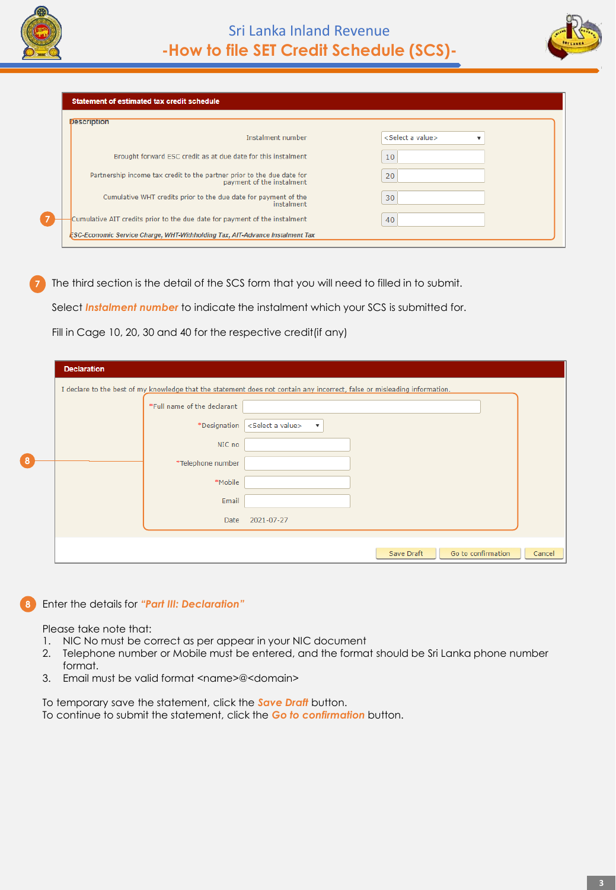**Statement of estimated tax credit schedule**

Description

| | | |
|---|---|---|
| Instalment number | | <Select a value> |
| Brought forward ESC credit as at due date for this instalment | 10 | |
| Partnership income tax credit to the partner prior to the due date for payment of the instalment | 20 | |
| Cumulative WHT credits prior to the due date for payment of the instalment | 30 | |
| Cumulative AIT credits prior to the due date for payment of the instalment | 40 | |

*ESC-Economic Service Charge, WHT-Withholding Tax, AIT-Advance Instalment Tax*

**7** The third section is the detail of the SCS form that you will need to filled in to submit.

Select ***Instalment number*** to indicate the instalment which your SCS is submitted for.

Fill in Cage 10, 20, 30 and 40 for the respective credit(if any)

**Declaration**

I declare to the best of my knowledge that the statement does not contain any incorrect, false or misleading information.

| | |
|---|---|
| *Full name of the declarant | |
| *Designation | <Select a value> |
| NIC no | |
| *Telephone number | |
| *Mobile | |
| Email | |
| Date | 2021-07-27 |

Save Draft | Go to confirmation | Cancel

**8** Enter the details for ***"Part III: Declaration"***

Please take note that:

1. NIC No must be correct as per appear in your NIC document
2. Telephone number or Mobile must be entered, and the format should be Sri Lanka phone number format.
3. Email must be valid format <name>@<domain>

To temporary save the statement, click the ***Save Draft*** button.
To continue to submit the statement, click the ***Go to confirmation*** button.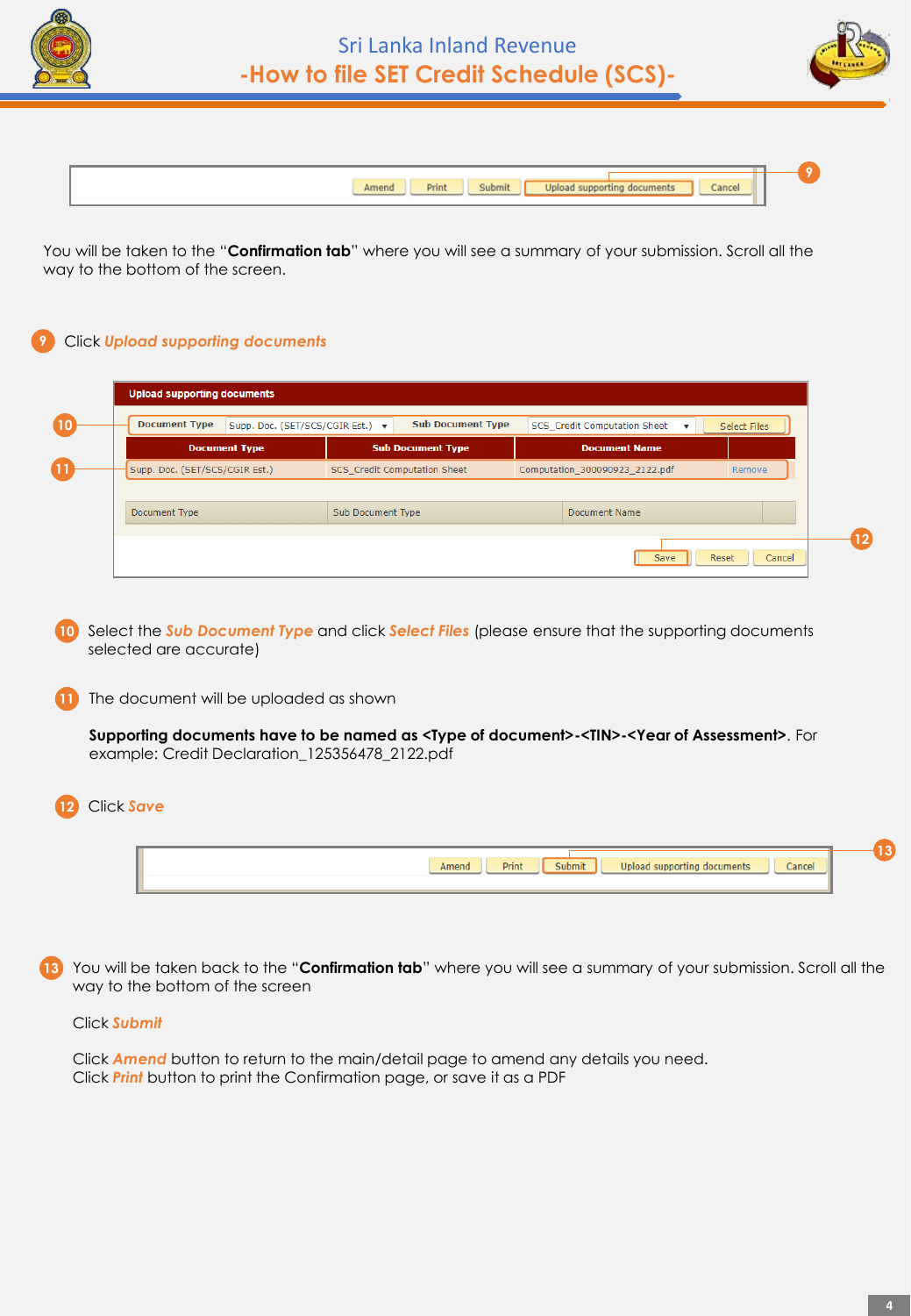| Amend | Print | Submit | Upload supporting documents | Cancel |
|---|---|---|---|---|

You will be taken to the "**Confirmation tab**" where you will see a summary of your submission. Scroll all the way to the bottom of the screen.

9 Click *Upload supporting documents*

**Upload supporting documents**

| Document Type | Supp. Doc. (SET/SCS/CGIR Est.) | Sub Document Type | SCS_Credit Computation Sheet | Select Files |
|---|---|---|---|---|

| Document Type | Sub Document Type | Document Name | |
|---|---|---|---|
| Supp. Doc. (SET/SCS/CGIR Est.) | SCS_Credit Computation Sheet | Computation_300090923_2122.pdf | Remove |

| Document Type | Sub Document Type | Document Name |
|---|---|---|

| Save | Reset | Cancel |
|---|---|---|

10 Select the *Sub Document Type* and click *Select Files* (please ensure that the supporting documents selected are accurate)

11 The document will be uploaded as shown

**Supporting documents have to be named as <Type of document>-<TIN>-<Year of Assessment>**. For example: Credit Declaration_125356478_2122.pdf

12 Click *Save*

| Amend | Print | Submit | Upload supporting documents | Cancel |
|---|---|---|---|---|

13 You will be taken back to the "**Confirmation tab**" where you will see a summary of your submission. Scroll all the way to the bottom of the screen

Click *Submit*

Click *Amend* button to return to the main/detail page to amend any details you need.
Click *Print* button to print the Confirmation page, or save it as a PDF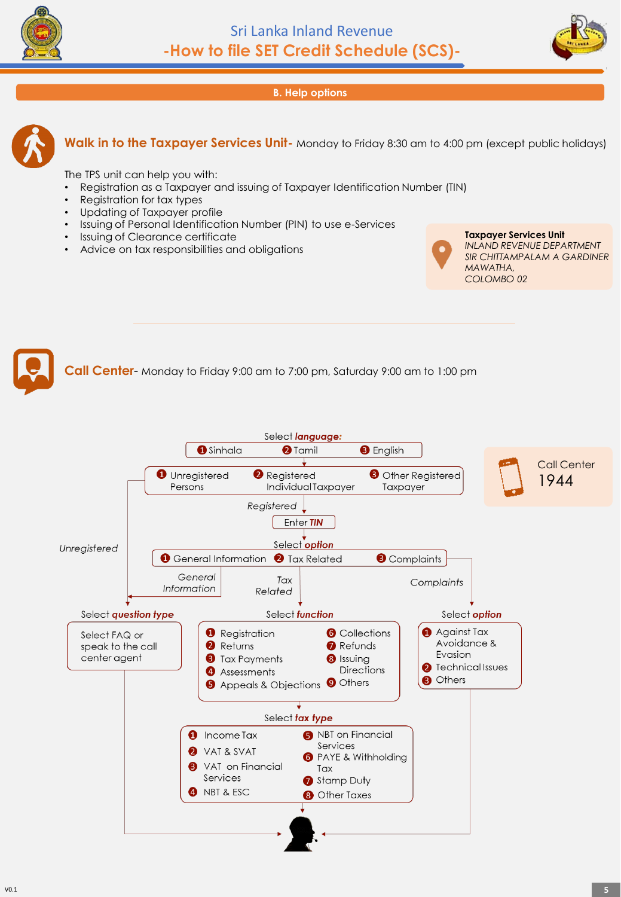# Sri Lanka Inland Revenue
# -How to file SET Credit Schedule (SCS)-

## B. Help options

### Walk in to the Taxpayer Services Unit- Monday to Friday 8:30 am to 4:00 pm (except public holidays)

The TPS unit can help you with:

- Registration as a Taxpayer and issuing of Taxpayer Identification Number (TIN)
- Registration for tax types
- Updating of Taxpayer profile
- Issuing of Personal Identification Number (PIN) to use e-Services
- Issuing of Clearance certificate
- Advice on tax responsibilities and obligations

**Taxpayer Services Unit**
*INLAND REVENUE DEPARTMENT*
*SIR CHITTAMPALAM A GARDINER MAWATHA,*
*COLOMBO 02*

### Call Center- Monday to Friday 9:00 am to 7:00 pm, Saturday 9:00 am to 1:00 pm

Call Center
1944

Select ***language:***
1 Sinhala 2 Tamil 3 English

1 Unregistered Persons 2 Registered Individual Taxpayer 3 Other Registered Taxpayer

*Registered*

Enter ***TIN***

*Unregistered*

Select ***option***
1 General Information 2 Tax Related 3 Complaints

*General Information*

*Tax Related*

*Complaints*

Select ***question type***
Select FAQ or speak to the call center agent

Select ***function***
1 Registration
2 Returns
3 Tax Payments
4 Assessments
5 Appeals & Objections
6 Collections
7 Refunds
8 Issuing Directions
9 Others

Select ***option***
1 Against Tax Avoidance & Evasion
2 Technical Issues
3 Others

Select ***tax type***
1 Income Tax
2 VAT & SVAT
3 VAT on Financial Services
4 NBT & ESC
5 NBT on Financial Services
6 PAYE & Withholding Tax
7 Stamp Duty
8 Other Taxes

V0.1